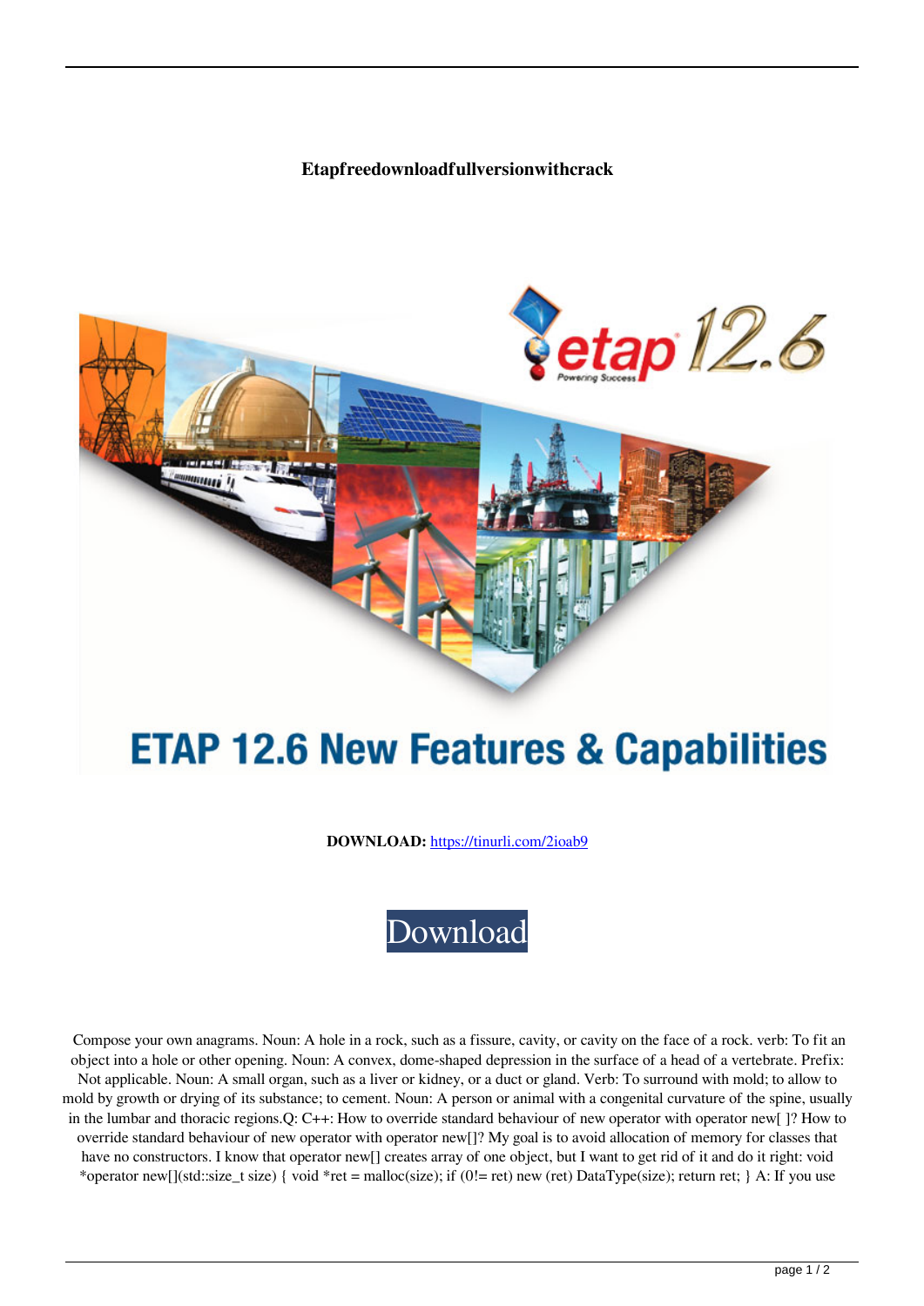**Etapfreedownloadfullversionwithcrack**

ETAP 12.6 New Features & Capabilities

**DOWNLOAD:** https://tinurli.com/2ioab9

Download

Compose your own anagrams. Noun: A hole in a rock, such as a fissure, cavity, or cavity on the face of a rock. verb: To fit an object into a hole or other opening. Noun: A convex, dome-shaped depression in the surface of a head of a vertebrate. Prefix: Not applicable. Noun: A small organ, such as a liver or kidney, or a duct or gland. Verb: To surround with mold; to allow to mold by growth or drying of its substance; to cement. Noun: A person or animal with a congenital curvature of the spine, usually in the lumbar and thoracic regions.Q: C++: How to override standard behaviour of new operator with operator new[ ]? How to override standard behaviour of new operator with operator new[]? My goal is to avoid allocation of memory for classes that have no constructors. I know that operator new[] creates array of one object, but I want to get rid of it and do it right: void *operator new[](std::size_t size) { void *ret = malloc(size); if (0!= ret) new (ret) DataType(size); return ret; } A: If you use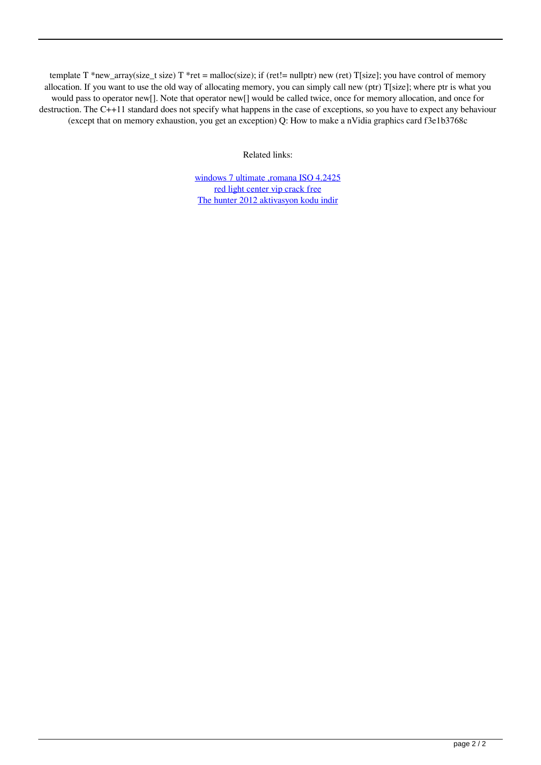template T *new_array(size_t size) T *ret = malloc(size); if (ret!= nullptr) new (ret) T[size]; you have control of memory allocation. If you want to use the old way of allocating memory, you can simply call new (ptr) T[size]; where ptr is what you would pass to operator new[]. Note that operator new[] would be called twice, once for memory allocation, and once for destruction. The C++11 standard does not specify what happens in the case of exceptions, so you have to expect any behaviour (except that on memory exhaustion, you get an exception) Q: How to make a nVidia graphics card f3e1b3768c

Related links:

windows 7 ultimate ,romana ISO 4.2425
red light center vip crack free
The hunter 2012 aktivasyon kodu indir